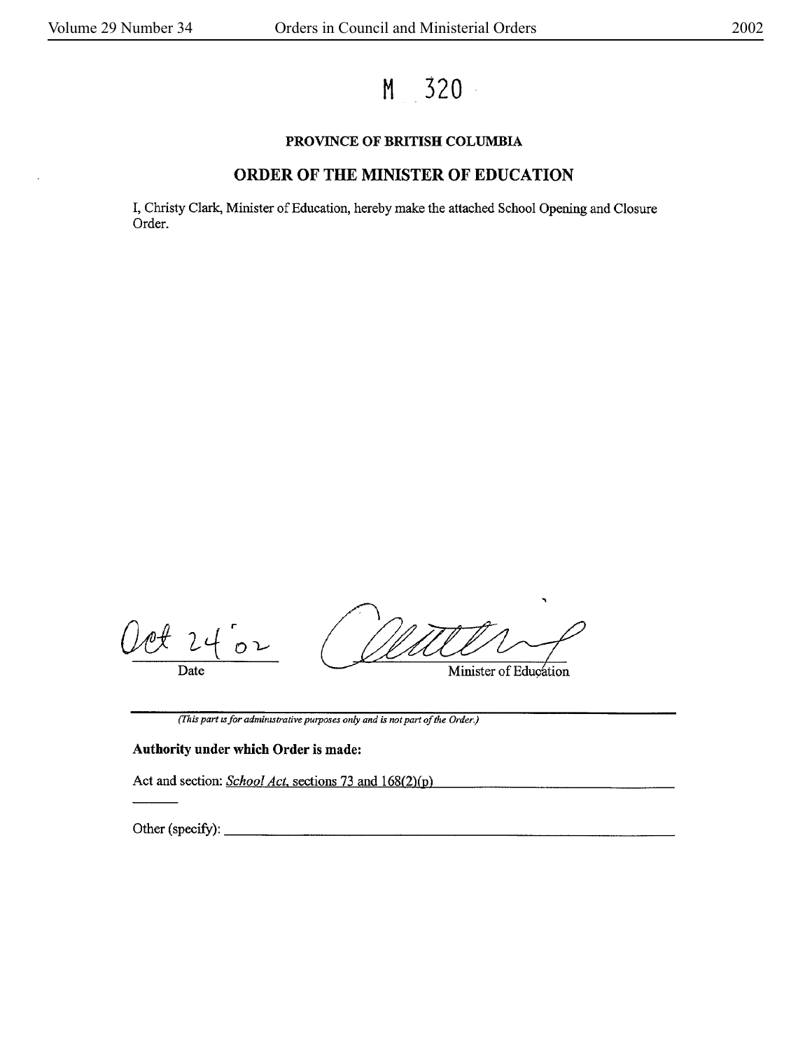# M 320

**PROVINCE OF BRITISH COLUMBIA**

## ORDER OF THE MINISTER OF EDUCATION

I, Christy Clark, Minister of Education, hereby make the attached School Opening and Closure Order.

Oct 24 '02
Date

Minister of Education

*(This part is for administrative purposes only and is not part of the Order.)*

**Authority under which Order is made:**

Act and section: *School Act*, sections 73 and 168(2)(p)

Other (specify):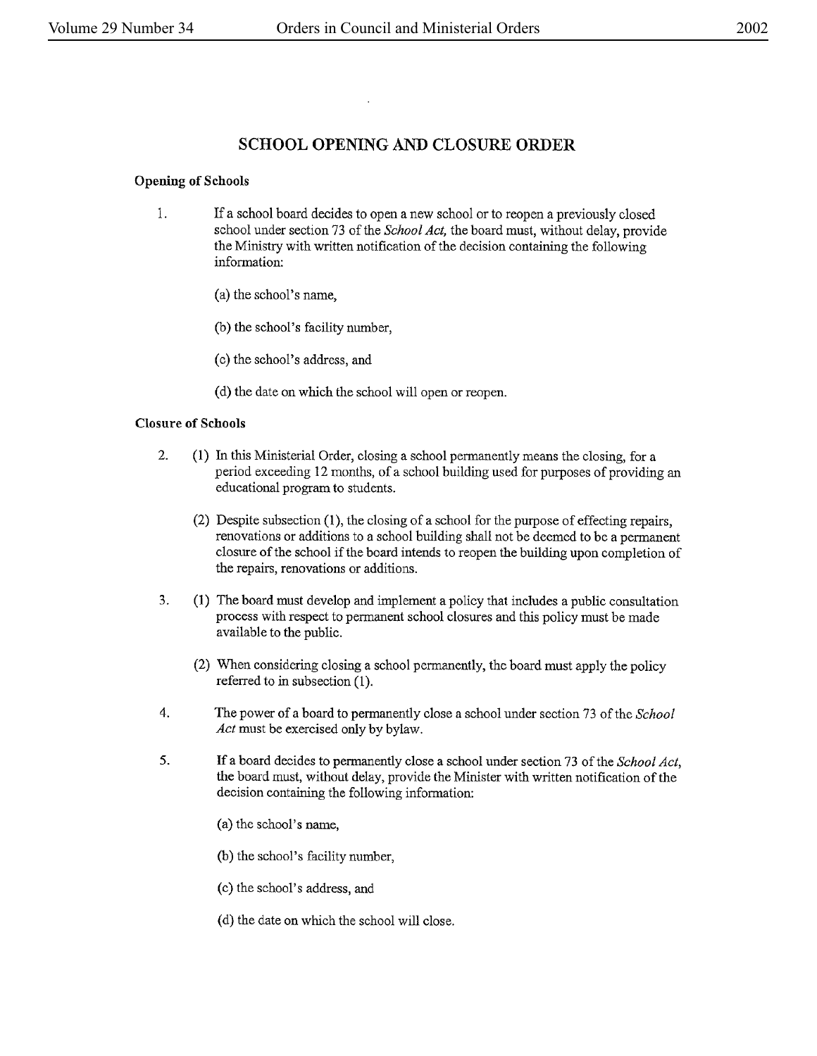# SCHOOL OPENING AND CLOSURE ORDER

**Opening of Schools**

1. If a school board decides to open a new school or to reopen a previously closed school under section 73 of the *School Act,* the board must, without delay, provide the Ministry with written notification of the decision containing the following information:

   (a) the school's name,

   (b) the school's facility number,

   (c) the school's address, and

   (d) the date on which the school will open or reopen.

**Closure of Schools**

2. (1) In this Ministerial Order, closing a school permanently means the closing, for a period exceeding 12 months, of a school building used for purposes of providing an educational program to students.

   (2) Despite subsection (1), the closing of a school for the purpose of effecting repairs, renovations or additions to a school building shall not be deemed to be a permanent closure of the school if the board intends to reopen the building upon completion of the repairs, renovations or additions.

3. (1) The board must develop and implement a policy that includes a public consultation process with respect to permanent school closures and this policy must be made available to the public.

   (2) When considering closing a school permanently, the board must apply the policy referred to in subsection (1).

4. The power of a board to permanently close a school under section 73 of the *School Act* must be exercised only by bylaw.

5. If a board decides to permanently close a school under section 73 of the *School Act,* the board must, without delay, provide the Minister with written notification of the decision containing the following information:

   (a) the school's name,

   (b) the school's facility number,

   (c) the school's address, and

   (d) the date on which the school will close.